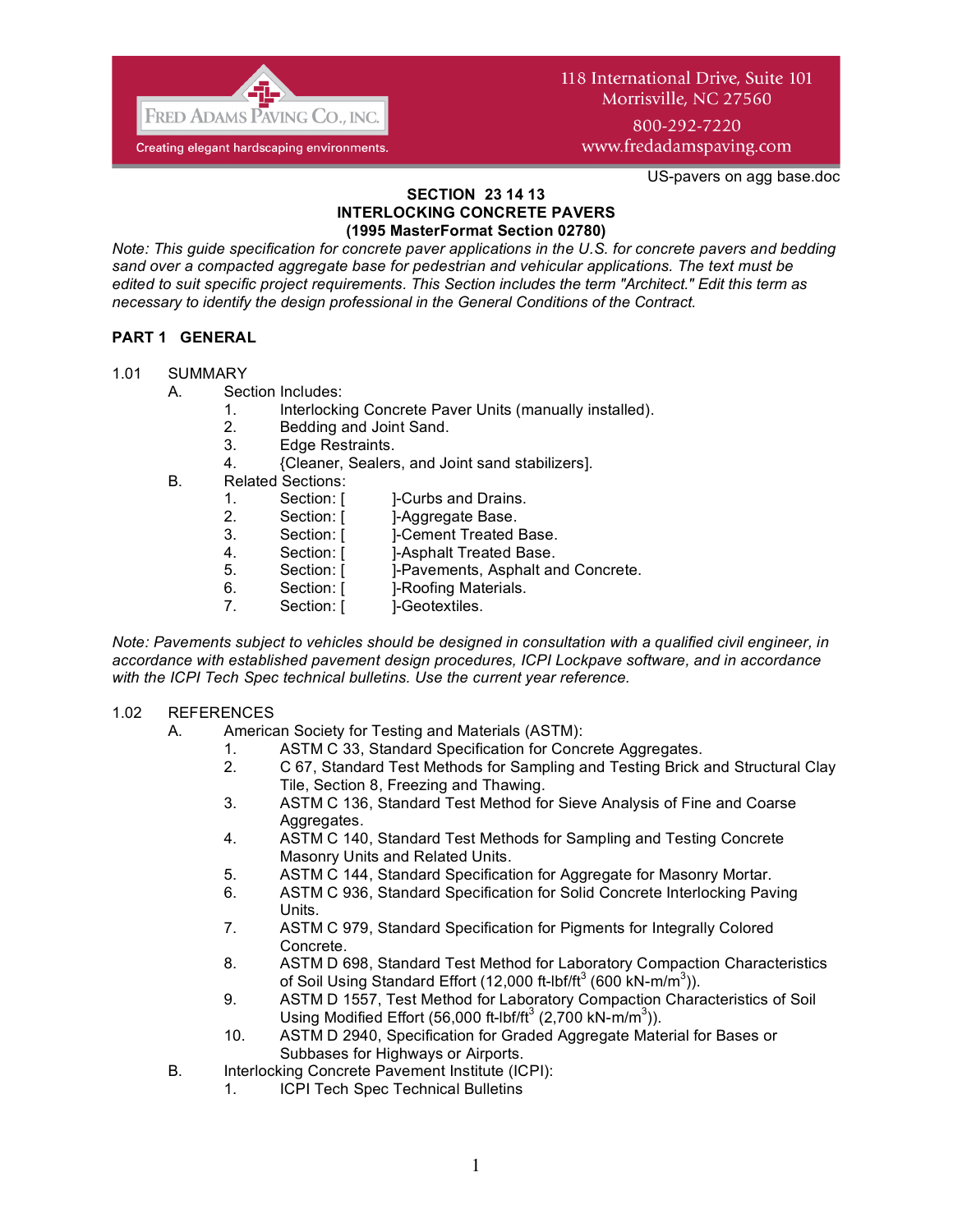Fred Adams Paving Co., Inc.
Creating elegant hardscaping environments.

118 International Drive, Suite 101
Morrisville, NC 27560
800-292-7220
www.fredadamspaving.com

US-pavers on agg base.doc

# SECTION 23 14 13
# INTERLOCKING CONCRETE PAVERS
# (1995 MasterFormat Section 02780)

*Note: This guide specification for concrete paver applications in the U.S. for concrete pavers and bedding sand over a compacted aggregate base for pedestrian and vehicular applications. The text must be edited to suit specific project requirements. This Section includes the term "Architect." Edit this term as necessary to identify the design professional in the General Conditions of the Contract.*

## PART 1 GENERAL

1.01 SUMMARY

- A. Section Includes:
  1. Interlocking Concrete Paver Units (manually installed).
  2. Bedding and Joint Sand.
  3. Edge Restraints.
  4. {Cleaner, Sealers, and Joint sand stabilizers].
- B. Related Sections:
  1. Section: [ ]-Curbs and Drains.
  2. Section: [ ]-Aggregate Base.
  3. Section: [ ]-Cement Treated Base.
  4. Section: [ ]-Asphalt Treated Base.
  5. Section: [ ]-Pavements, Asphalt and Concrete.
  6. Section: [ ]-Roofing Materials.
  7. Section: [ ]-Geotextiles.

*Note: Pavements subject to vehicles should be designed in consultation with a qualified civil engineer, in accordance with established pavement design procedures, ICPI Lockpave software, and in accordance with the ICPI Tech Spec technical bulletins. Use the current year reference.*

1.02 REFERENCES

- A. American Society for Testing and Materials (ASTM):
  1. ASTM C 33, Standard Specification for Concrete Aggregates.
  2. C 67, Standard Test Methods for Sampling and Testing Brick and Structural Clay Tile, Section 8, Freezing and Thawing.
  3. ASTM C 136, Standard Test Method for Sieve Analysis of Fine and Coarse Aggregates.
  4. ASTM C 140, Standard Test Methods for Sampling and Testing Concrete Masonry Units and Related Units.
  5. ASTM C 144, Standard Specification for Aggregate for Masonry Mortar.
  6. ASTM C 936, Standard Specification for Solid Concrete Interlocking Paving Units.
  7. ASTM C 979, Standard Specification for Pigments for Integrally Colored Concrete.
  8. ASTM D 698, Standard Test Method for Laboratory Compaction Characteristics of Soil Using Standard Effort (12,000 ft-lbf/ft$^3$ (600 kN-m/m$^3$)).
  9. ASTM D 1557, Test Method for Laboratory Compaction Characteristics of Soil Using Modified Effort (56,000 ft-lbf/ft$^3$ (2,700 kN-m/m$^3$)).
  10. ASTM D 2940, Specification for Graded Aggregate Material for Bases or Subbases for Highways or Airports.
- B. Interlocking Concrete Pavement Institute (ICPI):
  1. ICPI Tech Spec Technical Bulletins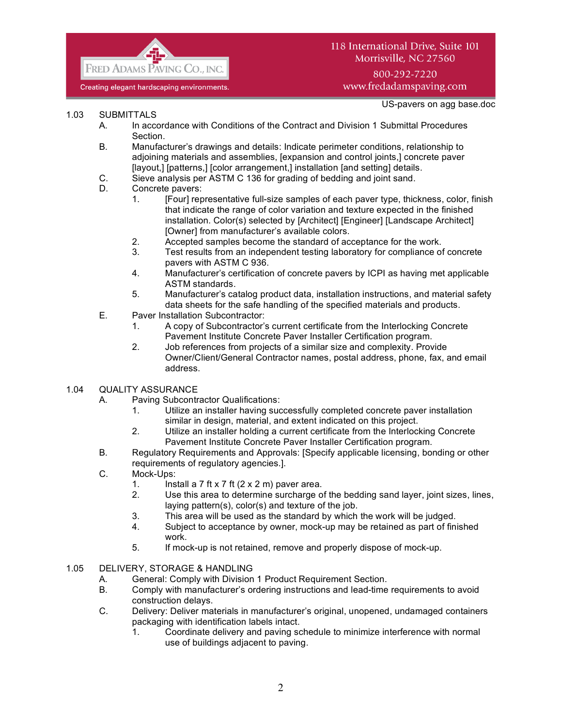## 1.03 SUBMITTALS

A. In accordance with Conditions of the Contract and Division 1 Submittal Procedures Section.

B. Manufacturer's drawings and details: Indicate perimeter conditions, relationship to adjoining materials and assemblies, [expansion and control joints,] concrete paver [layout,] [patterns,] [color arrangement,] installation [and setting] details.

C. Sieve analysis per ASTM C 136 for grading of bedding and joint sand.

D. Concrete pavers:
   1. [Four] representative full-size samples of each paver type, thickness, color, finish that indicate the range of color variation and texture expected in the finished installation. Color(s) selected by [Architect] [Engineer] [Landscape Architect] [Owner] from manufacturer's available colors.
   2. Accepted samples become the standard of acceptance for the work.
   3. Test results from an independent testing laboratory for compliance of concrete pavers with ASTM C 936.
   4. Manufacturer's certification of concrete pavers by ICPI as having met applicable ASTM standards.
   5. Manufacturer's catalog product data, installation instructions, and material safety data sheets for the safe handling of the specified materials and products.

E. Paver Installation Subcontractor:
   1. A copy of Subcontractor's current certificate from the Interlocking Concrete Pavement Institute Concrete Paver Installer Certification program.
   2. Job references from projects of a similar size and complexity. Provide Owner/Client/General Contractor names, postal address, phone, fax, and email address.

## 1.04 QUALITY ASSURANCE

A. Paving Subcontractor Qualifications:
   1. Utilize an installer having successfully completed concrete paver installation similar in design, material, and extent indicated on this project.
   2. Utilize an installer holding a current certificate from the Interlocking Concrete Pavement Institute Concrete Paver Installer Certification program.

B. Regulatory Requirements and Approvals: [Specify applicable licensing, bonding or other requirements of regulatory agencies.].

C. Mock-Ups:
   1. Install a 7 ft x 7 ft (2 x 2 m) paver area.
   2. Use this area to determine surcharge of the bedding sand layer, joint sizes, lines, laying pattern(s), color(s) and texture of the job.
   3. This area will be used as the standard by which the work will be judged.
   4. Subject to acceptance by owner, mock-up may be retained as part of finished work.
   5. If mock-up is not retained, remove and properly dispose of mock-up.

## 1.05 DELIVERY, STORAGE & HANDLING

A. General: Comply with Division 1 Product Requirement Section.

B. Comply with manufacturer's ordering instructions and lead-time requirements to avoid construction delays.

C. Delivery: Deliver materials in manufacturer's original, unopened, undamaged containers packaging with identification labels intact.
   1. Coordinate delivery and paving schedule to minimize interference with normal use of buildings adjacent to paving.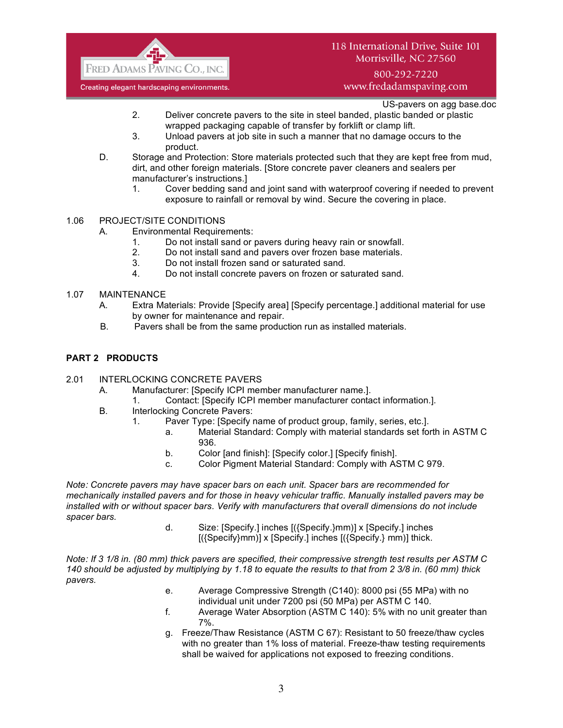2. Deliver concrete pavers to the site in steel banded, plastic banded or plastic wrapped packaging capable of transfer by forklift or clamp lift.
3. Unload pavers at job site in such a manner that no damage occurs to the product.

D. Storage and Protection: Store materials protected such that they are kept free from mud, dirt, and other foreign materials. [Store concrete paver cleaners and sealers per manufacturer's instructions.]
1. Cover bedding sand and joint sand with waterproof covering if needed to prevent exposure to rainfall or removal by wind. Secure the covering in place.

1.06 PROJECT/SITE CONDITIONS

A. Environmental Requirements:
1. Do not install sand or pavers during heavy rain or snowfall.
2. Do not install sand and pavers over frozen base materials.
3. Do not install frozen sand or saturated sand.
4. Do not install concrete pavers on frozen or saturated sand.

1.07 MAINTENANCE

A. Extra Materials: Provide [Specify area] [Specify percentage.] additional material for use by owner for maintenance and repair.

B. Pavers shall be from the same production run as installed materials.

## PART 2 PRODUCTS

2.01 INTERLOCKING CONCRETE PAVERS

A. Manufacturer: [Specify ICPI member manufacturer name.].
1. Contact: [Specify ICPI member manufacturer contact information.].

B. Interlocking Concrete Pavers:
1. Paver Type: [Specify name of product group, family, series, etc.].
a. Material Standard: Comply with material standards set forth in ASTM C 936.
b. Color [and finish]: [Specify color.] [Specify finish].
c. Color Pigment Material Standard: Comply with ASTM C 979.

*Note: Concrete pavers may have spacer bars on each unit. Spacer bars are recommended for mechanically installed pavers and for those in heavy vehicular traffic. Manually installed pavers may be installed with or without spacer bars. Verify with manufacturers that overall dimensions do not include spacer bars.*

d. Size: [Specify.] inches [({Specify.}mm)] x [Specify.] inches [({Specify}mm)] x [Specify.] inches [({Specify.} mm)] thick.

*Note: If 3 1/8 in. (80 mm) thick pavers are specified, their compressive strength test results per ASTM C 140 should be adjusted by multiplying by 1.18 to equate the results to that from 2 3/8 in. (60 mm) thick pavers.*

e. Average Compressive Strength (C140): 8000 psi (55 MPa) with no individual unit under 7200 psi (50 MPa) per ASTM C 140.
f. Average Water Absorption (ASTM C 140): 5% with no unit greater than 7%.
g. Freeze/Thaw Resistance (ASTM C 67): Resistant to 50 freeze/thaw cycles with no greater than 1% loss of material. Freeze-thaw testing requirements shall be waived for applications not exposed to freezing conditions.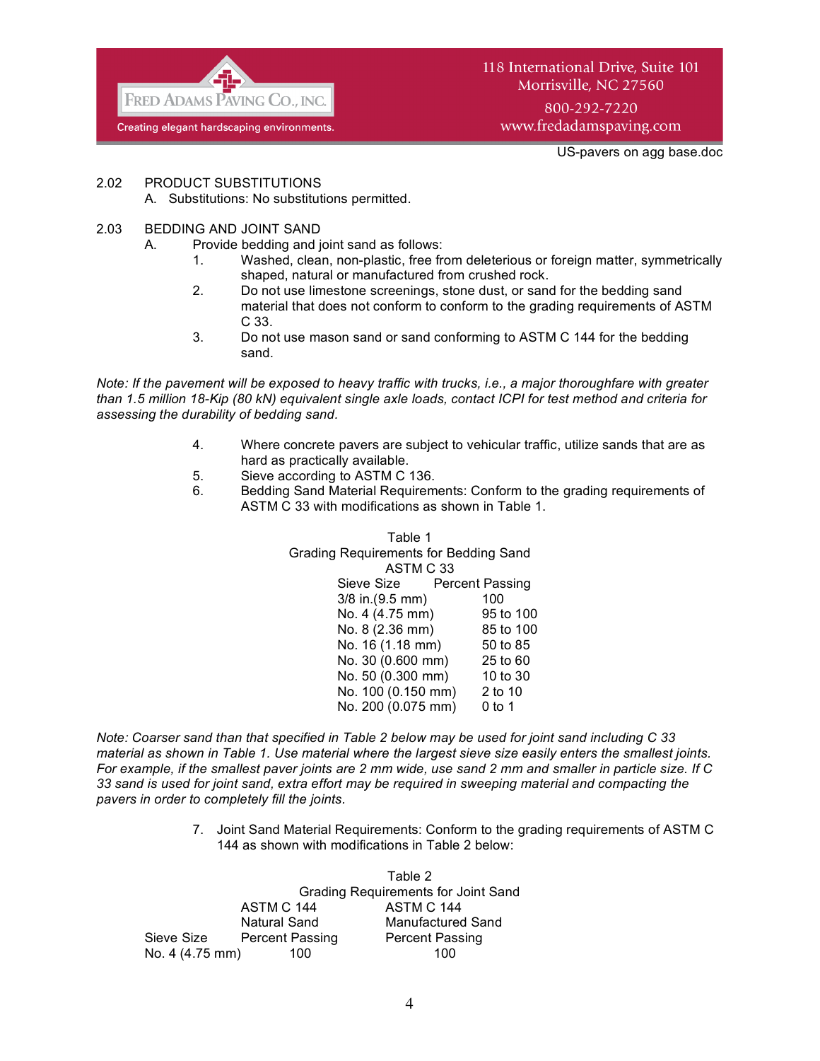2.02 PRODUCT SUBSTITUTIONS

A. Substitutions: No substitutions permitted.

2.03 BEDDING AND JOINT SAND

A. Provide bedding and joint sand as follows:

1. Washed, clean, non-plastic, free from deleterious or foreign matter, symmetrically shaped, natural or manufactured from crushed rock.
2. Do not use limestone screenings, stone dust, or sand for the bedding sand material that does not conform to conform to the grading requirements of ASTM C 33.
3. Do not use mason sand or sand conforming to ASTM C 144 for the bedding sand.

*Note: If the pavement will be exposed to heavy traffic with trucks, i.e., a major thoroughfare with greater than 1.5 million 18-Kip (80 kN) equivalent single axle loads, contact ICPI for test method and criteria for assessing the durability of bedding sand.*

4. Where concrete pavers are subject to vehicular traffic, utilize sands that are as hard as practically available.
5. Sieve according to ASTM C 136.
6. Bedding Sand Material Requirements: Conform to the grading requirements of ASTM C 33 with modifications as shown in Table 1.

Table 1
Grading Requirements for Bedding Sand
ASTM C 33

| Sieve Size | Percent Passing |
|---|---|
| 3/8 in.(9.5 mm) | 100 |
| No. 4 (4.75 mm) | 95 to 100 |
| No. 8 (2.36 mm) | 85 to 100 |
| No. 16 (1.18 mm) | 50 to 85 |
| No. 30 (0.600 mm) | 25 to 60 |
| No. 50 (0.300 mm) | 10 to 30 |
| No. 100 (0.150 mm) | 2 to 10 |
| No. 200 (0.075 mm) | 0 to 1 |

*Note: Coarser sand than that specified in Table 2 below may be used for joint sand including C 33 material as shown in Table 1. Use material where the largest sieve size easily enters the smallest joints. For example, if the smallest paver joints are 2 mm wide, use sand 2 mm and smaller in particle size. If C 33 sand is used for joint sand, extra effort may be required in sweeping material and compacting the pavers in order to completely fill the joints.*

7. Joint Sand Material Requirements: Conform to the grading requirements of ASTM C 144 as shown with modifications in Table 2 below:

Table 2
Grading Requirements for Joint Sand

| Sieve Size | ASTM C 144 Natural Sand Percent Passing | ASTM C 144 Manufactured Sand Percent Passing |
|---|---|---|
| No. 4 (4.75 mm) | 100 | 100 |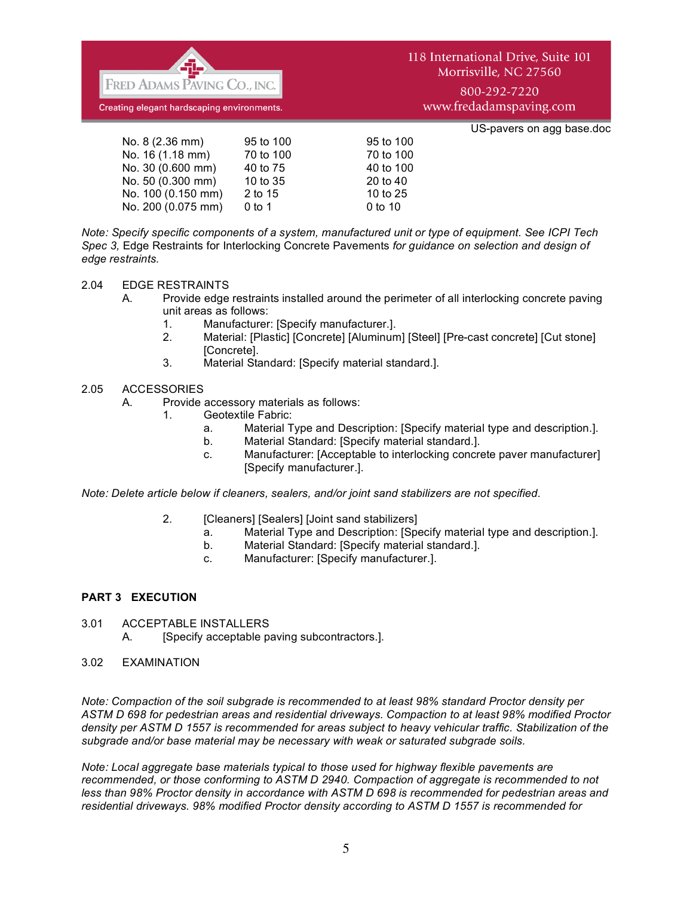| | | |
|---|---|---|
| No. 8 (2.36 mm) | 95 to 100 | 95 to 100 |
| No. 16 (1.18 mm) | 70 to 100 | 70 to 100 |
| No. 30 (0.600 mm) | 40 to 75 | 40 to 100 |
| No. 50 (0.300 mm) | 10 to 35 | 20 to 40 |
| No. 100 (0.150 mm) | 2 to 15 | 10 to 25 |
| No. 200 (0.075 mm) | 0 to 1 | 0 to 10 |

*Note: Specify specific components of a system, manufactured unit or type of equipment. See ICPI Tech Spec 3,* Edge Restraints for Interlocking Concrete Pavements *for guidance on selection and design of edge restraints.*

2.04 EDGE RESTRAINTS

A. Provide edge restraints installed around the perimeter of all interlocking concrete paving unit areas as follows:
   1. Manufacturer: [Specify manufacturer.].
   2. Material: [Plastic] [Concrete] [Aluminum] [Steel] [Pre-cast concrete] [Cut stone] [Concrete].
   3. Material Standard: [Specify material standard.].

2.05 ACCESSORIES

A. Provide accessory materials as follows:
   1. Geotextile Fabric:
      a. Material Type and Description: [Specify material type and description.].
      b. Material Standard: [Specify material standard.].
      c. Manufacturer: [Acceptable to interlocking concrete paver manufacturer] [Specify manufacturer.].

*Note: Delete article below if cleaners, sealers, and/or joint sand stabilizers are not specified.*

   2. [Cleaners] [Sealers] [Joint sand stabilizers]
      a. Material Type and Description: [Specify material type and description.].
      b. Material Standard: [Specify material standard.].
      c. Manufacturer: [Specify manufacturer.].

## PART 3 EXECUTION

3.01 ACCEPTABLE INSTALLERS

A. [Specify acceptable paving subcontractors.].

3.02 EXAMINATION

*Note: Compaction of the soil subgrade is recommended to at least 98% standard Proctor density per ASTM D 698 for pedestrian areas and residential driveways. Compaction to at least 98% modified Proctor density per ASTM D 1557 is recommended for areas subject to heavy vehicular traffic. Stabilization of the subgrade and/or base material may be necessary with weak or saturated subgrade soils.*

*Note: Local aggregate base materials typical to those used for highway flexible pavements are recommended, or those conforming to ASTM D 2940. Compaction of aggregate is recommended to not less than 98% Proctor density in accordance with ASTM D 698 is recommended for pedestrian areas and residential driveways. 98% modified Proctor density according to ASTM D 1557 is recommended for*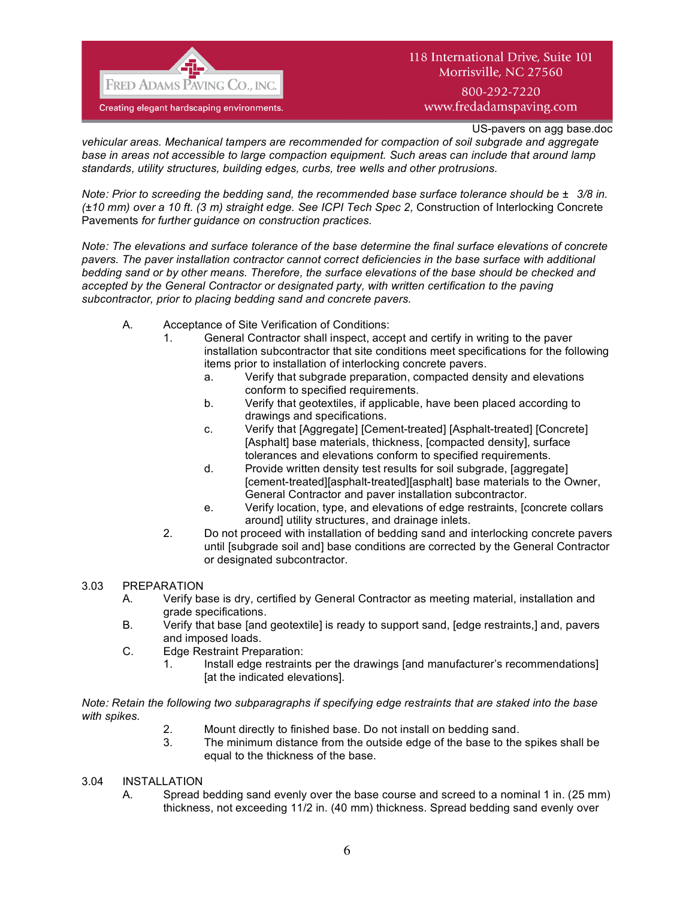*vehicular areas. Mechanical tampers are recommended for compaction of soil subgrade and aggregate base in areas not accessible to large compaction equipment. Such areas can include that around lamp standards, utility structures, building edges, curbs, tree wells and other protrusions.*

*Note: Prior to screeding the bedding sand, the recommended base surface tolerance should be ± 3/8 in. (±10 mm) over a 10 ft. (3 m) straight edge. See ICPI Tech Spec 2,* Construction of Interlocking Concrete Pavements *for further guidance on construction practices.*

*Note: The elevations and surface tolerance of the base determine the final surface elevations of concrete pavers. The paver installation contractor cannot correct deficiencies in the base surface with additional bedding sand or by other means. Therefore, the surface elevations of the base should be checked and accepted by the General Contractor or designated party, with written certification to the paving subcontractor, prior to placing bedding sand and concrete pavers.*

A. Acceptance of Site Verification of Conditions:
   1. General Contractor shall inspect, accept and certify in writing to the paver installation subcontractor that site conditions meet specifications for the following items prior to installation of interlocking concrete pavers.
      a. Verify that subgrade preparation, compacted density and elevations conform to specified requirements.
      b. Verify that geotextiles, if applicable, have been placed according to drawings and specifications.
      c. Verify that [Aggregate] [Cement-treated] [Asphalt-treated] [Concrete] [Asphalt] base materials, thickness, [compacted density], surface tolerances and elevations conform to specified requirements.
      d. Provide written density test results for soil subgrade, [aggregate] [cement-treated][asphalt-treated][asphalt] base materials to the Owner, General Contractor and paver installation subcontractor.
      e. Verify location, type, and elevations of edge restraints, [concrete collars around] utility structures, and drainage inlets.
   2. Do not proceed with installation of bedding sand and interlocking concrete pavers until [subgrade soil and] base conditions are corrected by the General Contractor or designated subcontractor.

3.03 PREPARATION
   A. Verify base is dry, certified by General Contractor as meeting material, installation and grade specifications.
   B. Verify that base [and geotextile] is ready to support sand, [edge restraints,] and, pavers and imposed loads.
   C. Edge Restraint Preparation:
      1. Install edge restraints per the drawings [and manufacturer's recommendations] [at the indicated elevations].

*Note: Retain the following two subparagraphs if specifying edge restraints that are staked into the base with spikes.*

      2. Mount directly to finished base. Do not install on bedding sand.
      3. The minimum distance from the outside edge of the base to the spikes shall be equal to the thickness of the base.

3.04 INSTALLATION
   A. Spread bedding sand evenly over the base course and screed to a nominal 1 in. (25 mm) thickness, not exceeding 11/2 in. (40 mm) thickness. Spread bedding sand evenly over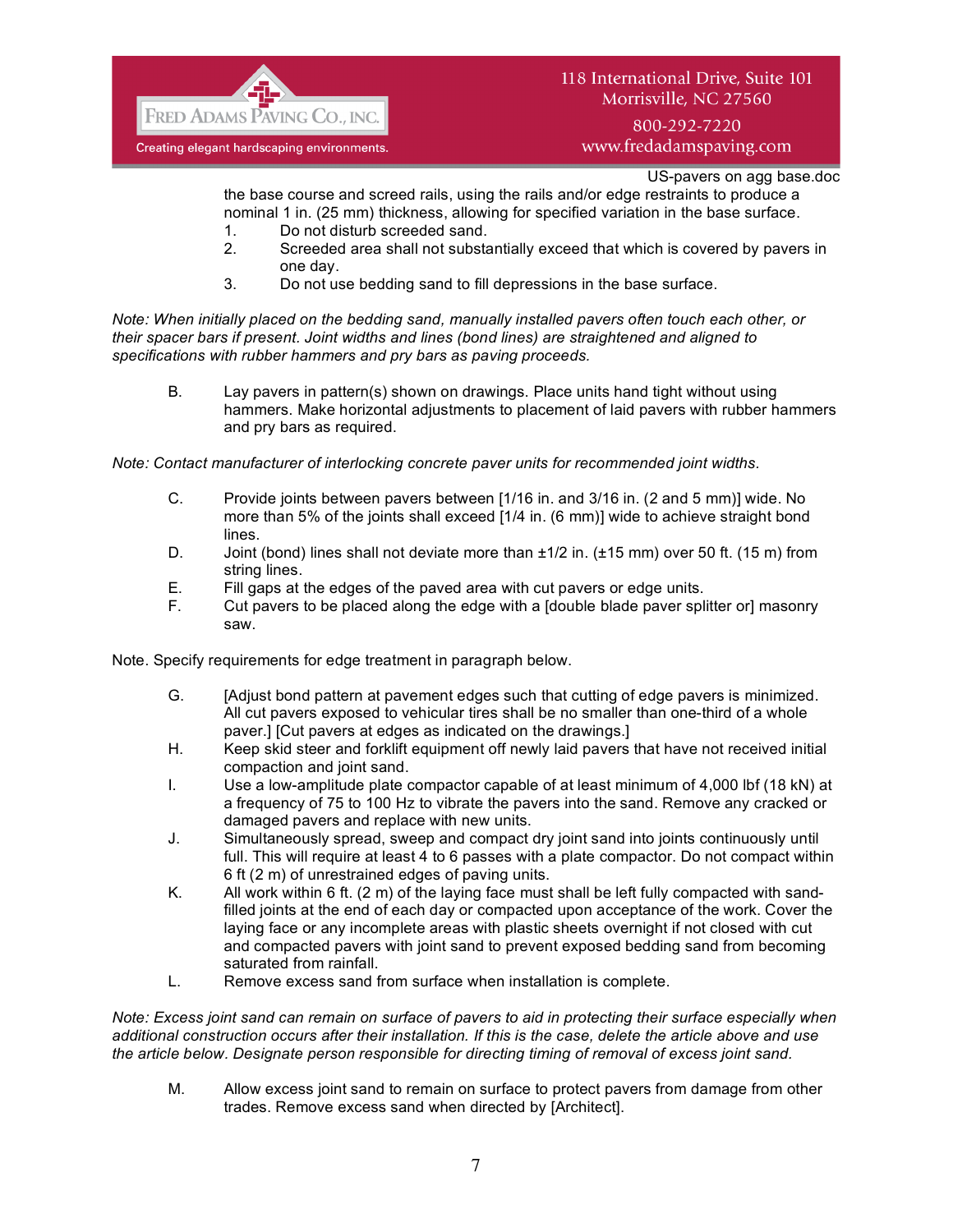the base course and screed rails, using the rails and/or edge restraints to produce a nominal 1 in. (25 mm) thickness, allowing for specified variation in the base surface.

1. Do not disturb screeded sand.
2. Screeded area shall not substantially exceed that which is covered by pavers in one day.
3. Do not use bedding sand to fill depressions in the base surface.

*Note: When initially placed on the bedding sand, manually installed pavers often touch each other, or their spacer bars if present. Joint widths and lines (bond lines) are straightened and aligned to specifications with rubber hammers and pry bars as paving proceeds.*

B. Lay pavers in pattern(s) shown on drawings. Place units hand tight without using hammers. Make horizontal adjustments to placement of laid pavers with rubber hammers and pry bars as required.

*Note: Contact manufacturer of interlocking concrete paver units for recommended joint widths.*

C. Provide joints between pavers between [1/16 in. and 3/16 in. (2 and 5 mm)] wide. No more than 5% of the joints shall exceed [1/4 in. (6 mm)] wide to achieve straight bond lines.

D. Joint (bond) lines shall not deviate more than ±1/2 in. (±15 mm) over 50 ft. (15 m) from string lines.

E. Fill gaps at the edges of the paved area with cut pavers or edge units.

F. Cut pavers to be placed along the edge with a [double blade paver splitter or] masonry saw.

Note. Specify requirements for edge treatment in paragraph below.

G. [Adjust bond pattern at pavement edges such that cutting of edge pavers is minimized. All cut pavers exposed to vehicular tires shall be no smaller than one-third of a whole paver.] [Cut pavers at edges as indicated on the drawings.]

H. Keep skid steer and forklift equipment off newly laid pavers that have not received initial compaction and joint sand.

I. Use a low-amplitude plate compactor capable of at least minimum of 4,000 lbf (18 kN) at a frequency of 75 to 100 Hz to vibrate the pavers into the sand. Remove any cracked or damaged pavers and replace with new units.

J. Simultaneously spread, sweep and compact dry joint sand into joints continuously until full. This will require at least 4 to 6 passes with a plate compactor. Do not compact within 6 ft (2 m) of unrestrained edges of paving units.

K. All work within 6 ft. (2 m) of the laying face must shall be left fully compacted with sand-filled joints at the end of each day or compacted upon acceptance of the work. Cover the laying face or any incomplete areas with plastic sheets overnight if not closed with cut and compacted pavers with joint sand to prevent exposed bedding sand from becoming saturated from rainfall.

L. Remove excess sand from surface when installation is complete.

*Note: Excess joint sand can remain on surface of pavers to aid in protecting their surface especially when additional construction occurs after their installation. If this is the case, delete the article above and use the article below. Designate person responsible for directing timing of removal of excess joint sand.*

M. Allow excess joint sand to remain on surface to protect pavers from damage from other trades. Remove excess sand when directed by [Architect].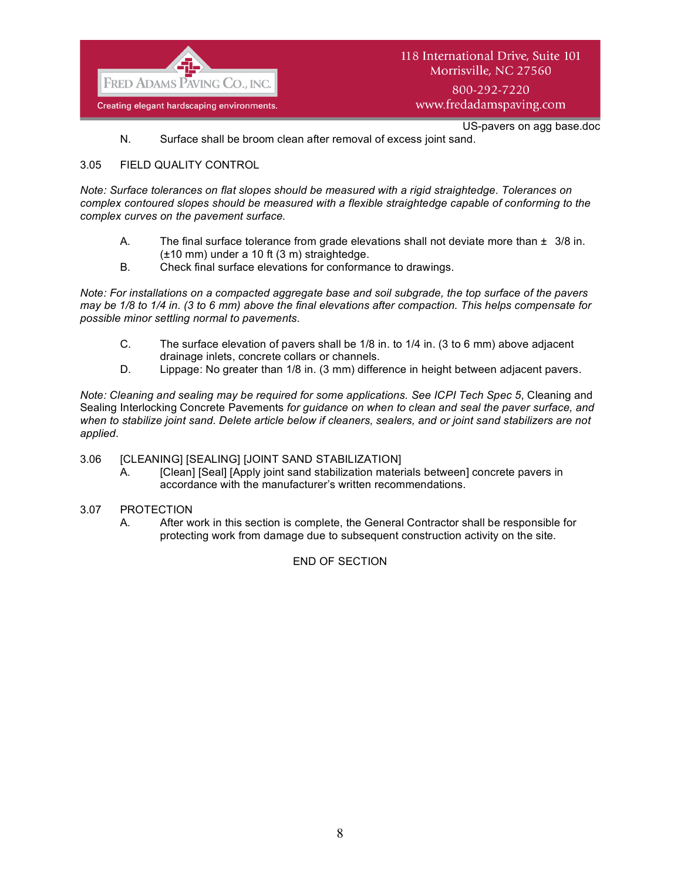N. Surface shall be broom clean after removal of excess joint sand.

3.05 FIELD QUALITY CONTROL

*Note: Surface tolerances on flat slopes should be measured with a rigid straightedge. Tolerances on complex contoured slopes should be measured with a flexible straightedge capable of conforming to the complex curves on the pavement surface.*

A. The final surface tolerance from grade elevations shall not deviate more than ± 3/8 in. (±10 mm) under a 10 ft (3 m) straightedge.

B. Check final surface elevations for conformance to drawings.

*Note: For installations on a compacted aggregate base and soil subgrade, the top surface of the pavers may be 1/8 to 1/4 in. (3 to 6 mm) above the final elevations after compaction. This helps compensate for possible minor settling normal to pavements.*

C. The surface elevation of pavers shall be 1/8 in. to 1/4 in. (3 to 6 mm) above adjacent drainage inlets, concrete collars or channels.

D. Lippage: No greater than 1/8 in. (3 mm) difference in height between adjacent pavers.

*Note: Cleaning and sealing may be required for some applications. See ICPI Tech Spec 5,* Cleaning and Sealing Interlocking Concrete Pavements *for guidance on when to clean and seal the paver surface, and when to stabilize joint sand. Delete article below if cleaners, sealers, and or joint sand stabilizers are not applied.*

3.06 [CLEANING] [SEALING] [JOINT SAND STABILIZATION]

A. [Clean] [Seal] [Apply joint sand stabilization materials between] concrete pavers in accordance with the manufacturer's written recommendations.

3.07 PROTECTION

A. After work in this section is complete, the General Contractor shall be responsible for protecting work from damage due to subsequent construction activity on the site.

END OF SECTION